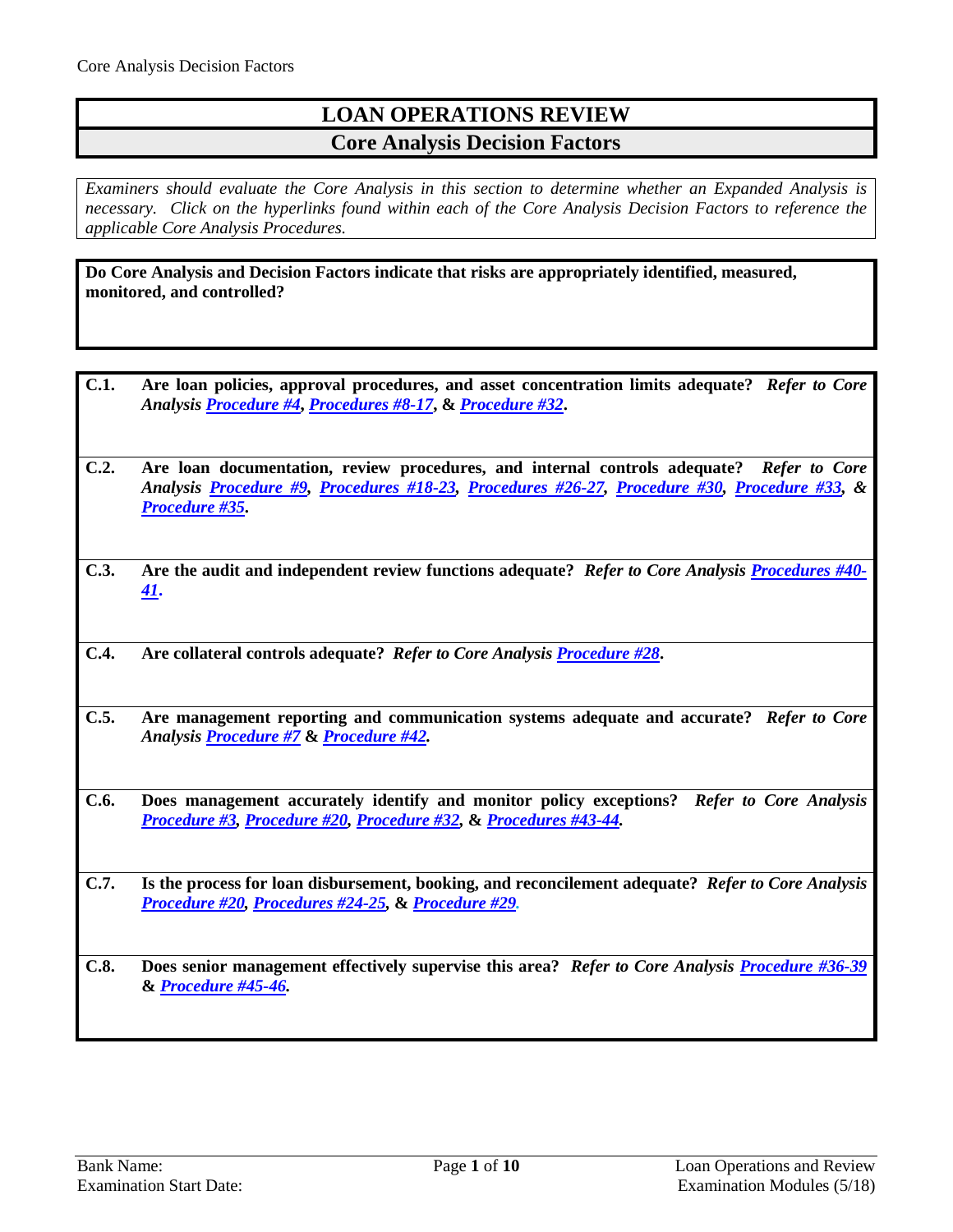# LOAN OPERATIONS REVIEW

## Core Analysis Decision Factors

*Examiners should evaluate the Core Analysis in this section to determine whether an Expanded Analysis is necessary. Click on the hyperlinks found within each of the Core Analysis Decision Factors to reference the applicable Core Analysis Procedures.*

**Do Core Analysis and Decision Factors indicate that risks are appropriately identified, measured, monitored, and controlled?**

**C.1.** **Are loan policies, approval procedures, and asset concentration limits adequate?** ***Refer to Core Analysis Procedure #4, Procedures #8-17, & Procedure #32.***

**C.2.** **Are loan documentation, review procedures, and internal controls adequate?** ***Refer to Core Analysis Procedure #9, Procedures #18-23, Procedures #26-27, Procedure #30, Procedure #33, & Procedure #35.***

**C.3.** **Are the audit and independent review functions adequate?** ***Refer to Core Analysis Procedures #40-41.***

**C.4.** **Are collateral controls adequate?** ***Refer to Core Analysis Procedure #28.***

**C.5.** **Are management reporting and communication systems adequate and accurate?** ***Refer to Core Analysis Procedure #7 & Procedure #42.***

**C.6.** **Does management accurately identify and monitor policy exceptions?** ***Refer to Core Analysis Procedure #3, Procedure #20, Procedure #32, & Procedures #43-44.***

**C.7.** **Is the process for loan disbursement, booking, and reconcilement adequate?** ***Refer to Core Analysis Procedure #20, Procedures #24-25, & Procedure #29.***

**C.8.** **Does senior management effectively supervise this area?** ***Refer to Core Analysis Procedure #36-39 & Procedure #45-46.***

Bank Name:
Examination Start Date:

Loan Operations and Review
Examination Modules (5/18)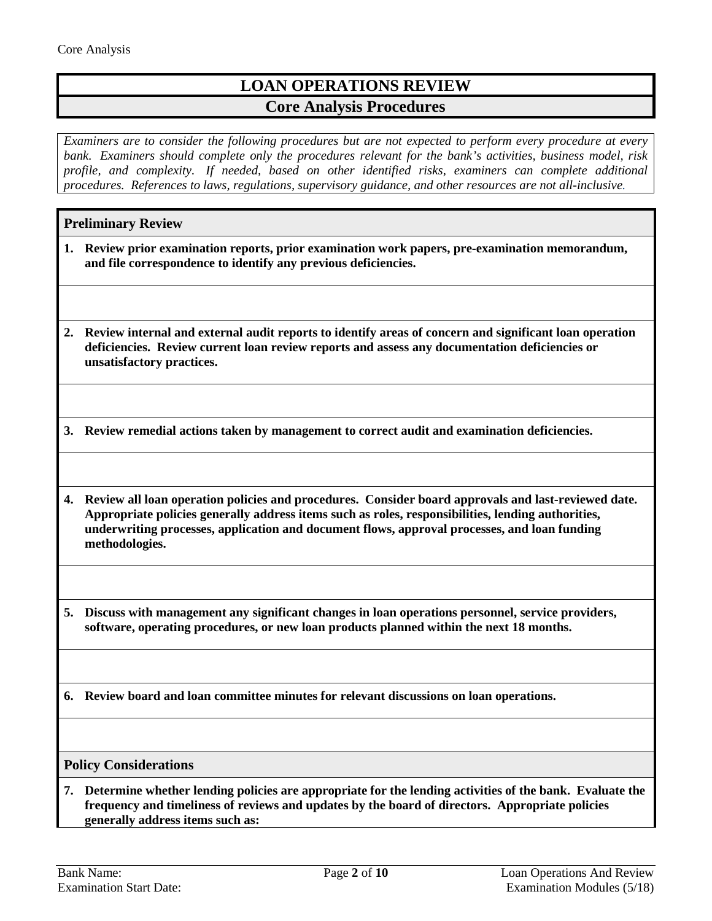# LOAN OPERATIONS REVIEW

## Core Analysis Procedures

*Examiners are to consider the following procedures but are not expected to perform every procedure at every bank. Examiners should complete only the procedures relevant for the bank's activities, business model, risk profile, and complexity. If needed, based on other identified risks, examiners can complete additional procedures. References to laws, regulations, supervisory guidance, and other resources are not all-inclusive.*

### Preliminary Review

**1. Review prior examination reports, prior examination work papers, pre-examination memorandum, and file correspondence to identify any previous deficiencies.**

**2. Review internal and external audit reports to identify areas of concern and significant loan operation deficiencies. Review current loan review reports and assess any documentation deficiencies or unsatisfactory practices.**

**3. Review remedial actions taken by management to correct audit and examination deficiencies.**

**4. Review all loan operation policies and procedures. Consider board approvals and last-reviewed date. Appropriate policies generally address items such as roles, responsibilities, lending authorities, underwriting processes, application and document flows, approval processes, and loan funding methodologies.**

**5. Discuss with management any significant changes in loan operations personnel, service providers, software, operating procedures, or new loan products planned within the next 18 months.**

**6. Review board and loan committee minutes for relevant discussions on loan operations.**

### Policy Considerations

**7. Determine whether lending policies are appropriate for the lending activities of the bank. Evaluate the frequency and timeliness of reviews and updates by the board of directors. Appropriate policies generally address items such as:**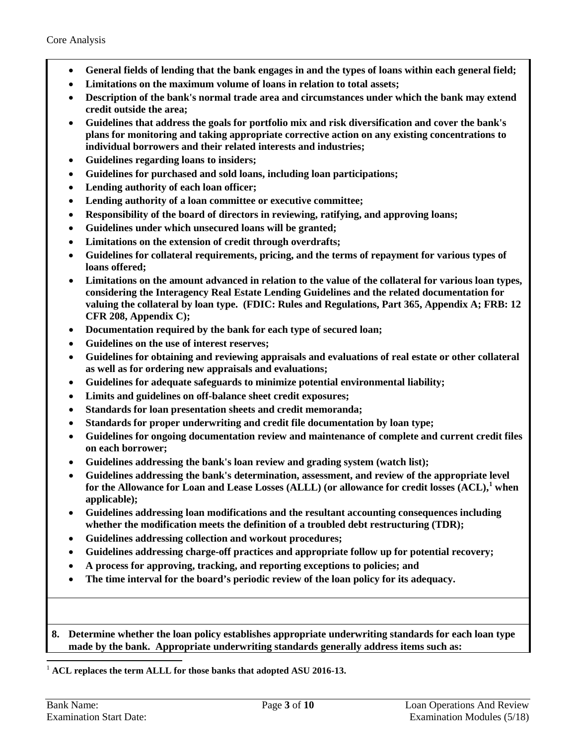- **General fields of lending that the bank engages in and the types of loans within each general field;**
- **Limitations on the maximum volume of loans in relation to total assets;**
- **Description of the bank's normal trade area and circumstances under which the bank may extend credit outside the area;**
- **Guidelines that address the goals for portfolio mix and risk diversification and cover the bank's plans for monitoring and taking appropriate corrective action on any existing concentrations to individual borrowers and their related interests and industries;**
- **Guidelines regarding loans to insiders;**
- **Guidelines for purchased and sold loans, including loan participations;**
- **Lending authority of each loan officer;**
- **Lending authority of a loan committee or executive committee;**
- **Responsibility of the board of directors in reviewing, ratifying, and approving loans;**
- **Guidelines under which unsecured loans will be granted;**
- **Limitations on the extension of credit through overdrafts;**
- **Guidelines for collateral requirements, pricing, and the terms of repayment for various types of loans offered;**
- **Limitations on the amount advanced in relation to the value of the collateral for various loan types, considering the Interagency Real Estate Lending Guidelines and the related documentation for valuing the collateral by loan type. (FDIC: Rules and Regulations, Part 365, Appendix A; FRB: 12 CFR 208, Appendix C);**
- **Documentation required by the bank for each type of secured loan;**
- **Guidelines on the use of interest reserves;**
- **Guidelines for obtaining and reviewing appraisals and evaluations of real estate or other collateral as well as for ordering new appraisals and evaluations;**
- **Guidelines for adequate safeguards to minimize potential environmental liability;**
- **Limits and guidelines on off-balance sheet credit exposures;**
- **Standards for loan presentation sheets and credit memoranda;**
- **Standards for proper underwriting and credit file documentation by loan type;**
- **Guidelines for ongoing documentation review and maintenance of complete and current credit files on each borrower;**
- **Guidelines addressing the bank's loan review and grading system (watch list);**
- **Guidelines addressing the bank's determination, assessment, and review of the appropriate level for the Allowance for Loan and Lease Losses (ALLL) (or allowance for credit losses (ACL),[1] when applicable);**
- **Guidelines addressing loan modifications and the resultant accounting consequences including whether the modification meets the definition of a troubled debt restructuring (TDR);**
- **Guidelines addressing collection and workout procedures;**
- **Guidelines addressing charge-off practices and appropriate follow up for potential recovery;**
- **A process for approving, tracking, and reporting exceptions to policies; and**
- **The time interval for the board's periodic review of the loan policy for its adequacy.**

**8. Determine whether the loan policy establishes appropriate underwriting standards for each loan type made by the bank. Appropriate underwriting standards generally address items such as:**

[1] **ACL replaces the term ALLL for those banks that adopted ASU 2016-13.**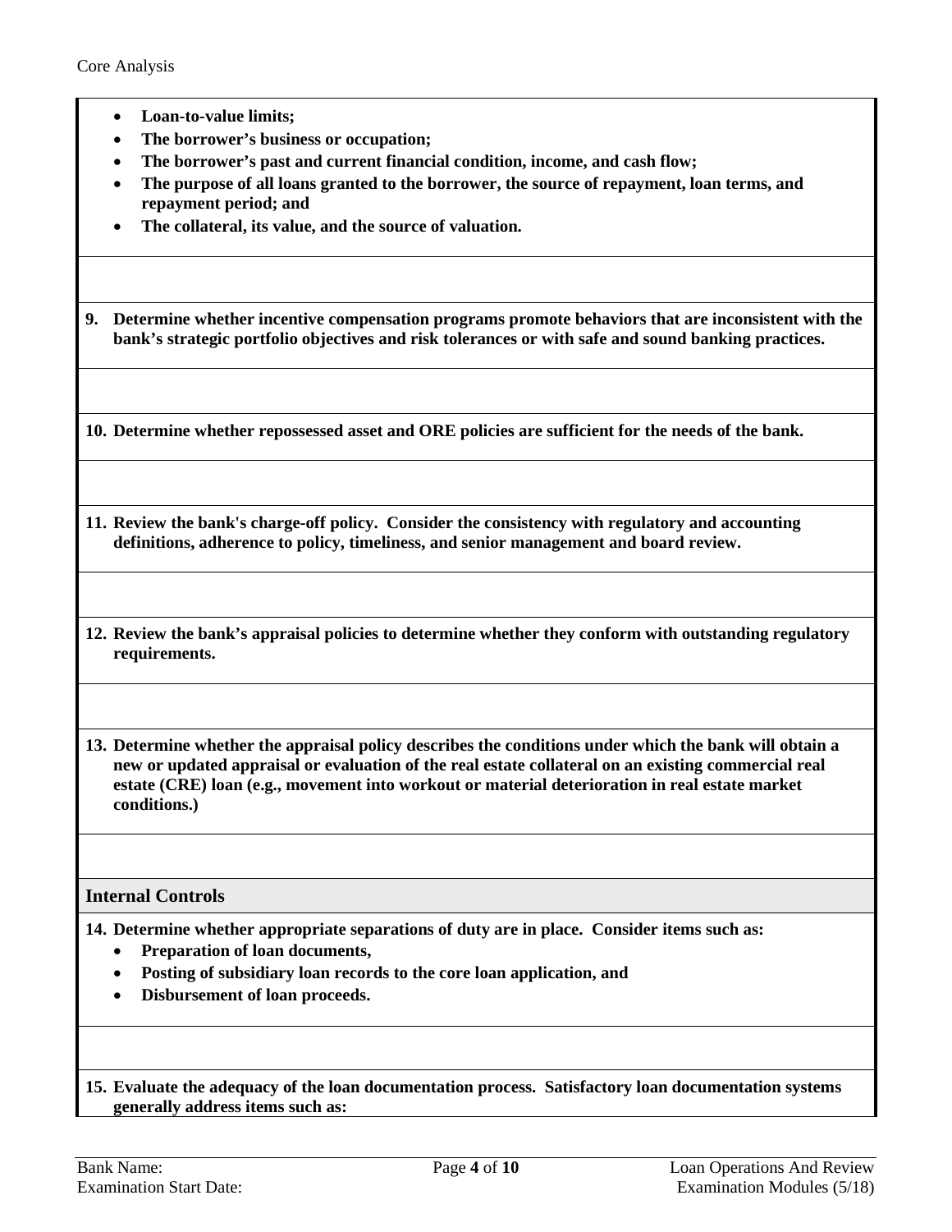- **Loan-to-value limits;**
- **The borrower's business or occupation;**
- **The borrower's past and current financial condition, income, and cash flow;**
- **The purpose of all loans granted to the borrower, the source of repayment, loan terms, and repayment period; and**
- **The collateral, its value, and the source of valuation.**

**9. Determine whether incentive compensation programs promote behaviors that are inconsistent with the bank's strategic portfolio objectives and risk tolerances or with safe and sound banking practices.**

**10. Determine whether repossessed asset and ORE policies are sufficient for the needs of the bank.**

**11. Review the bank's charge-off policy. Consider the consistency with regulatory and accounting definitions, adherence to policy, timeliness, and senior management and board review.**

**12. Review the bank's appraisal policies to determine whether they conform with outstanding regulatory requirements.**

**13. Determine whether the appraisal policy describes the conditions under which the bank will obtain a new or updated appraisal or evaluation of the real estate collateral on an existing commercial real estate (CRE) loan (e.g., movement into workout or material deterioration in real estate market conditions.)**

## Internal Controls

**14. Determine whether appropriate separations of duty are in place. Consider items such as:**

- **Preparation of loan documents,**
- **Posting of subsidiary loan records to the core loan application, and**
- **Disbursement of loan proceeds.**

**15. Evaluate the adequacy of the loan documentation process. Satisfactory loan documentation systems generally address items such as:**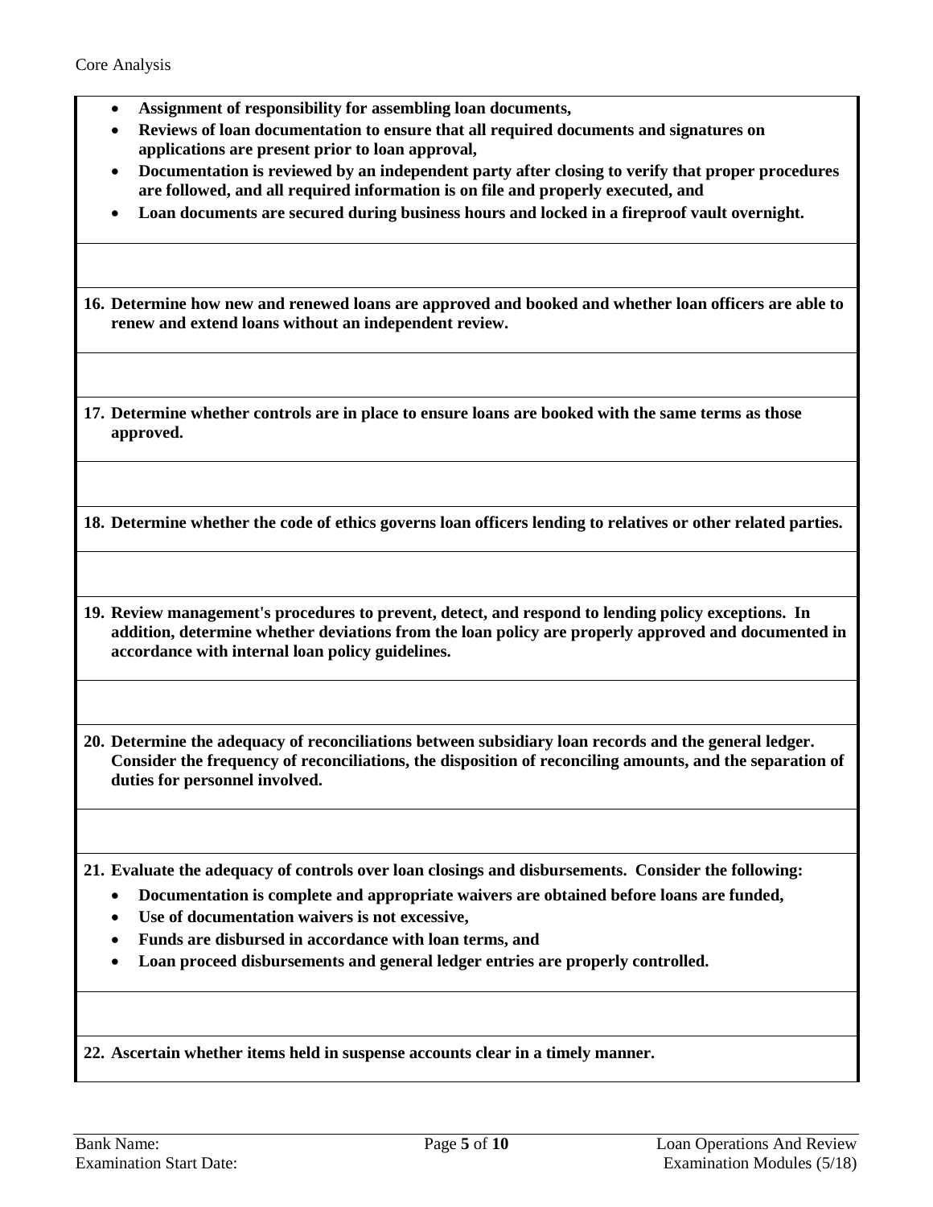- **Assignment of responsibility for assembling loan documents,**
- **Reviews of loan documentation to ensure that all required documents and signatures on applications are present prior to loan approval,**
- **Documentation is reviewed by an independent party after closing to verify that proper procedures are followed, and all required information is on file and properly executed, and**
- **Loan documents are secured during business hours and locked in a fireproof vault overnight.**

**16. Determine how new and renewed loans are approved and booked and whether loan officers are able to renew and extend loans without an independent review.**

**17. Determine whether controls are in place to ensure loans are booked with the same terms as those approved.**

**18. Determine whether the code of ethics governs loan officers lending to relatives or other related parties.**

**19. Review management's procedures to prevent, detect, and respond to lending policy exceptions. In addition, determine whether deviations from the loan policy are properly approved and documented in accordance with internal loan policy guidelines.**

**20. Determine the adequacy of reconciliations between subsidiary loan records and the general ledger. Consider the frequency of reconciliations, the disposition of reconciling amounts, and the separation of duties for personnel involved.**

**21. Evaluate the adequacy of controls over loan closings and disbursements. Consider the following:**

- **Documentation is complete and appropriate waivers are obtained before loans are funded,**
- **Use of documentation waivers is not excessive,**
- **Funds are disbursed in accordance with loan terms, and**
- **Loan proceed disbursements and general ledger entries are properly controlled.**

**22. Ascertain whether items held in suspense accounts clear in a timely manner.**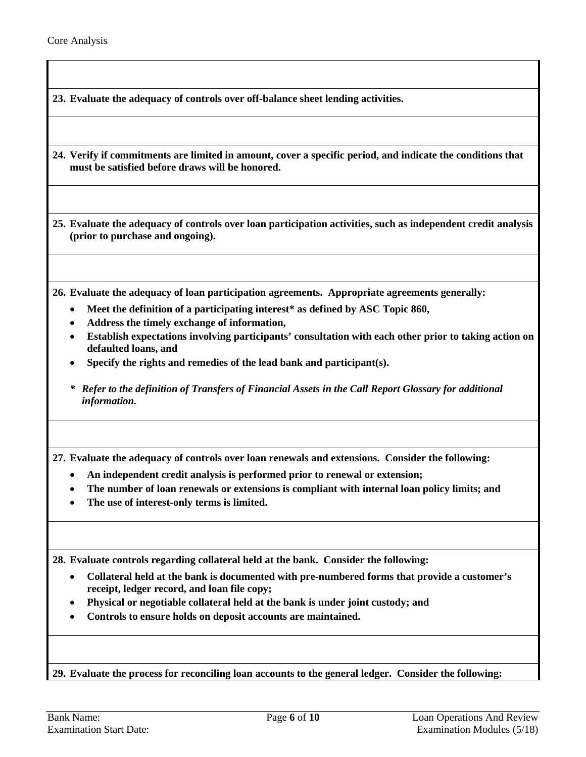**23. Evaluate the adequacy of controls over off-balance sheet lending activities.**

**24. Verify if commitments are limited in amount, cover a specific period, and indicate the conditions that must be satisfied before draws will be honored.**

**25. Evaluate the adequacy of controls over loan participation activities, such as independent credit analysis (prior to purchase and ongoing).**

**26. Evaluate the adequacy of loan participation agreements. Appropriate agreements generally:**

- **Meet the definition of a participating interest* as defined by ASC Topic 860,**
- **Address the timely exchange of information,**
- **Establish expectations involving participants' consultation with each other prior to taking action on defaulted loans, and**
- **Specify the rights and remedies of the lead bank and participant(s).**

***\* Refer to the definition of Transfers of Financial Assets in the Call Report Glossary for additional information.***

**27. Evaluate the adequacy of controls over loan renewals and extensions. Consider the following:**

- **An independent credit analysis is performed prior to renewal or extension;**
- **The number of loan renewals or extensions is compliant with internal loan policy limits; and**
- **The use of interest-only terms is limited.**

**28. Evaluate controls regarding collateral held at the bank. Consider the following:**

- **Collateral held at the bank is documented with pre-numbered forms that provide a customer's receipt, ledger record, and loan file copy;**
- **Physical or negotiable collateral held at the bank is under joint custody; and**
- **Controls to ensure holds on deposit accounts are maintained.**

**29. Evaluate the process for reconciling loan accounts to the general ledger. Consider the following:**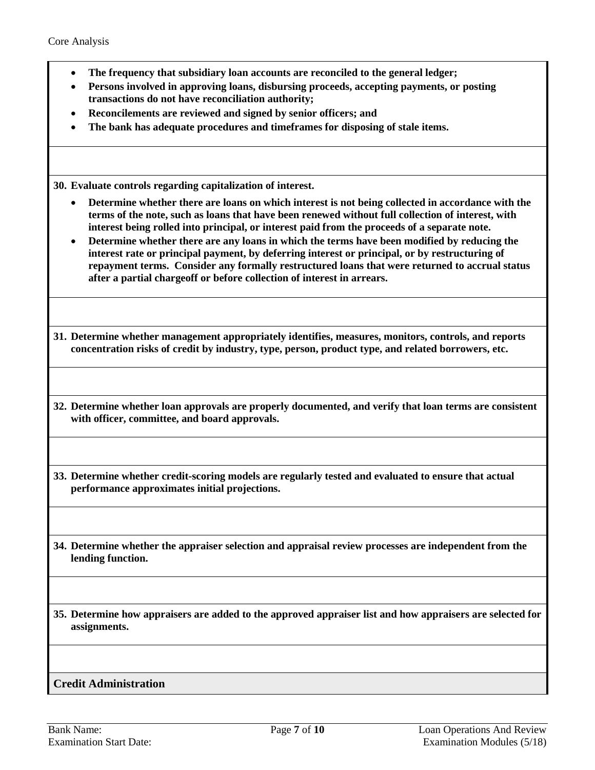- **The frequency that subsidiary loan accounts are reconciled to the general ledger;**
- **Persons involved in approving loans, disbursing proceeds, accepting payments, or posting transactions do not have reconciliation authority;**
- **Reconcilements are reviewed and signed by senior officers; and**
- **The bank has adequate procedures and timeframes for disposing of stale items.**

**30. Evaluate controls regarding capitalization of interest.**

- **Determine whether there are loans on which interest is not being collected in accordance with the terms of the note, such as loans that have been renewed without full collection of interest, with interest being rolled into principal, or interest paid from the proceeds of a separate note.**
- **Determine whether there are any loans in which the terms have been modified by reducing the interest rate or principal payment, by deferring interest or principal, or by restructuring of repayment terms. Consider any formally restructured loans that were returned to accrual status after a partial chargeoff or before collection of interest in arrears.**

**31. Determine whether management appropriately identifies, measures, monitors, controls, and reports concentration risks of credit by industry, type, person, product type, and related borrowers, etc.**

**32. Determine whether loan approvals are properly documented, and verify that loan terms are consistent with officer, committee, and board approvals.**

**33. Determine whether credit-scoring models are regularly tested and evaluated to ensure that actual performance approximates initial projections.**

**34. Determine whether the appraiser selection and appraisal review processes are independent from the lending function.**

**35. Determine how appraisers are added to the approved appraiser list and how appraisers are selected for assignments.**

## Credit Administration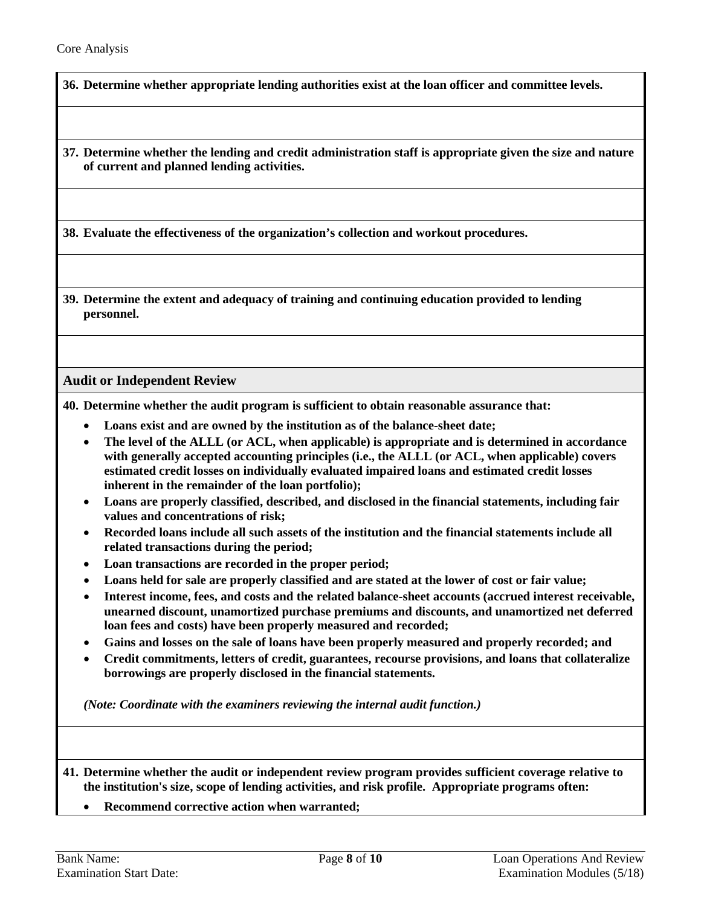**36. Determine whether appropriate lending authorities exist at the loan officer and committee levels.**

**37. Determine whether the lending and credit administration staff is appropriate given the size and nature of current and planned lending activities.**

**38. Evaluate the effectiveness of the organization's collection and workout procedures.**

**39. Determine the extent and adequacy of training and continuing education provided to lending personnel.**

## Audit or Independent Review

**40. Determine whether the audit program is sufficient to obtain reasonable assurance that:**

- **Loans exist and are owned by the institution as of the balance-sheet date;**
- **The level of the ALLL (or ACL, when applicable) is appropriate and is determined in accordance with generally accepted accounting principles (i.e., the ALLL (or ACL, when applicable) covers estimated credit losses on individually evaluated impaired loans and estimated credit losses inherent in the remainder of the loan portfolio);**
- **Loans are properly classified, described, and disclosed in the financial statements, including fair values and concentrations of risk;**
- **Recorded loans include all such assets of the institution and the financial statements include all related transactions during the period;**
- **Loan transactions are recorded in the proper period;**
- **Loans held for sale are properly classified and are stated at the lower of cost or fair value;**
- **Interest income, fees, and costs and the related balance-sheet accounts (accrued interest receivable, unearned discount, unamortized purchase premiums and discounts, and unamortized net deferred loan fees and costs) have been properly measured and recorded;**
- **Gains and losses on the sale of loans have been properly measured and properly recorded; and**
- **Credit commitments, letters of credit, guarantees, recourse provisions, and loans that collateralize borrowings are properly disclosed in the financial statements.**

***(Note: Coordinate with the examiners reviewing the internal audit function.)***

**41. Determine whether the audit or independent review program provides sufficient coverage relative to the institution's size, scope of lending activities, and risk profile. Appropriate programs often:**

- **Recommend corrective action when warranted;**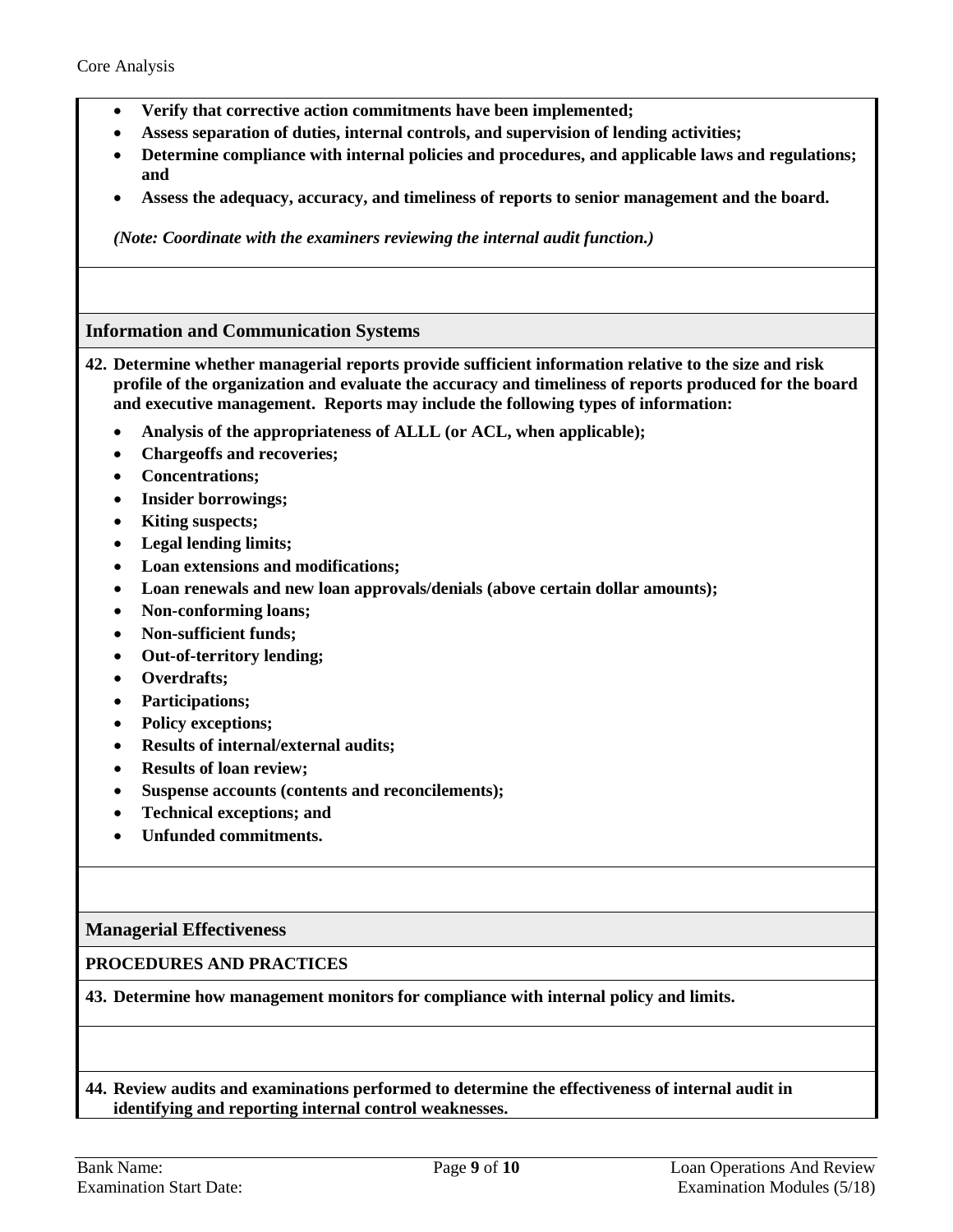- **Verify that corrective action commitments have been implemented;**
- **Assess separation of duties, internal controls, and supervision of lending activities;**
- **Determine compliance with internal policies and procedures, and applicable laws and regulations; and**
- **Assess the adequacy, accuracy, and timeliness of reports to senior management and the board.**

***(Note: Coordinate with the examiners reviewing the internal audit function.)***

## Information and Communication Systems

**42. Determine whether managerial reports provide sufficient information relative to the size and risk profile of the organization and evaluate the accuracy and timeliness of reports produced for the board and executive management. Reports may include the following types of information:**

- **Analysis of the appropriateness of ALLL (or ACL, when applicable);**
- **Chargeoffs and recoveries;**
- **Concentrations;**
- **Insider borrowings;**
- **Kiting suspects;**
- **Legal lending limits;**
- **Loan extensions and modifications;**
- **Loan renewals and new loan approvals/denials (above certain dollar amounts);**
- **Non-conforming loans;**
- **Non-sufficient funds;**
- **Out-of-territory lending;**
- **Overdrafts;**
- **Participations;**
- **Policy exceptions;**
- **Results of internal/external audits;**
- **Results of loan review;**
- **Suspense accounts (contents and reconcilements);**
- **Technical exceptions; and**
- **Unfunded commitments.**

## Managerial Effectiveness

### PROCEDURES AND PRACTICES

**43. Determine how management monitors for compliance with internal policy and limits.**

**44. Review audits and examinations performed to determine the effectiveness of internal audit in identifying and reporting internal control weaknesses.**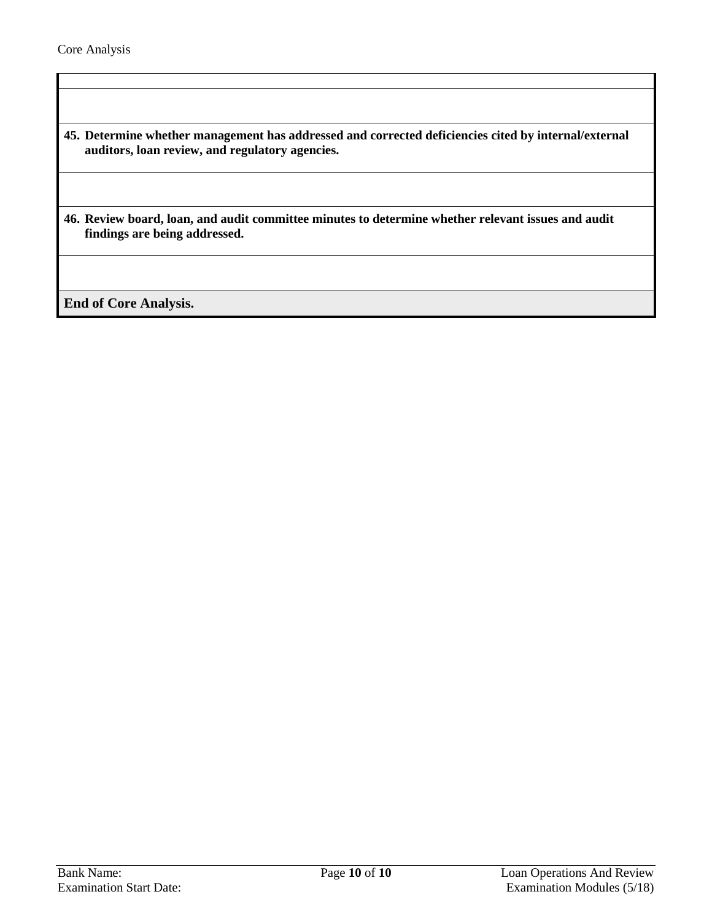**45. Determine whether management has addressed and corrected deficiencies cited by internal/external auditors, loan review, and regulatory agencies.**

**46. Review board, loan, and audit committee minutes to determine whether relevant issues and audit findings are being addressed.**

**End of Core Analysis.**